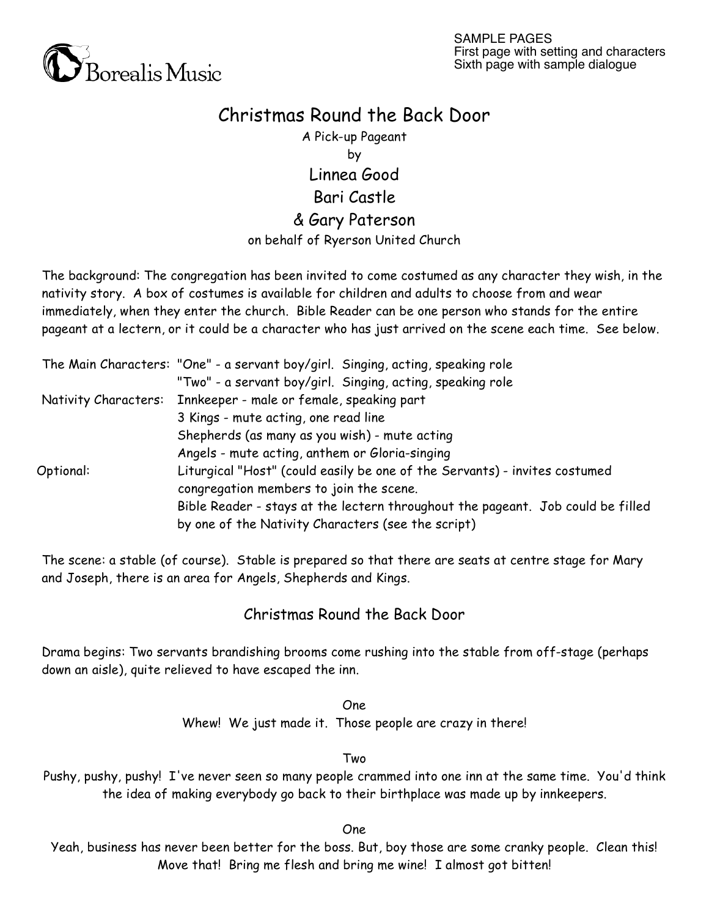Borealis Music

SAMPLE PAGES
First page with setting and characters
Sixth page with sample dialogue

# Christmas Round the Back Door

A Pick-up Pageant

by

Linnea Good

Bari Castle

& Gary Paterson

on behalf of Ryerson United Church

The background: The congregation has been invited to come costumed as any character they wish, in the nativity story. A box of costumes is available for children and adults to choose from and wear immediately, when they enter the church. Bible Reader can be one person who stands for the entire pageant at a lectern, or it could be a character who has just arrived on the scene each time. See below.

| | |
|---|---|
| The Main Characters: | "One" - a servant boy/girl. Singing, acting, speaking role |
| | "Two" - a servant boy/girl. Singing, acting, speaking role |
| Nativity Characters: | Innkeeper - male or female, speaking part |
| | 3 Kings - mute acting, one read line |
| | Shepherds (as many as you wish) - mute acting |
| | Angels - mute acting, anthem or Gloria-singing |
| Optional: | Liturgical "Host" (could easily be one of the Servants) - invites costumed congregation members to join the scene. |
| | Bible Reader - stays at the lectern throughout the pageant. Job could be filled by one of the Nativity Characters (see the script) |

The scene: a stable (of course). Stable is prepared so that there are seats at centre stage for Mary and Joseph, there is an area for Angels, Shepherds and Kings.

## Christmas Round the Back Door

Drama begins: Two servants brandishing brooms come rushing into the stable from off-stage (perhaps down an aisle), quite relieved to have escaped the inn.

One

Whew! We just made it. Those people are crazy in there!

Two

Pushy, pushy, pushy! I've never seen so many people crammed into one inn at the same time. You'd think the idea of making everybody go back to their birthplace was made up by innkeepers.

One

Yeah, business has never been better for the boss. But, boy those are some cranky people. Clean this! Move that! Bring me flesh and bring me wine! I almost got bitten!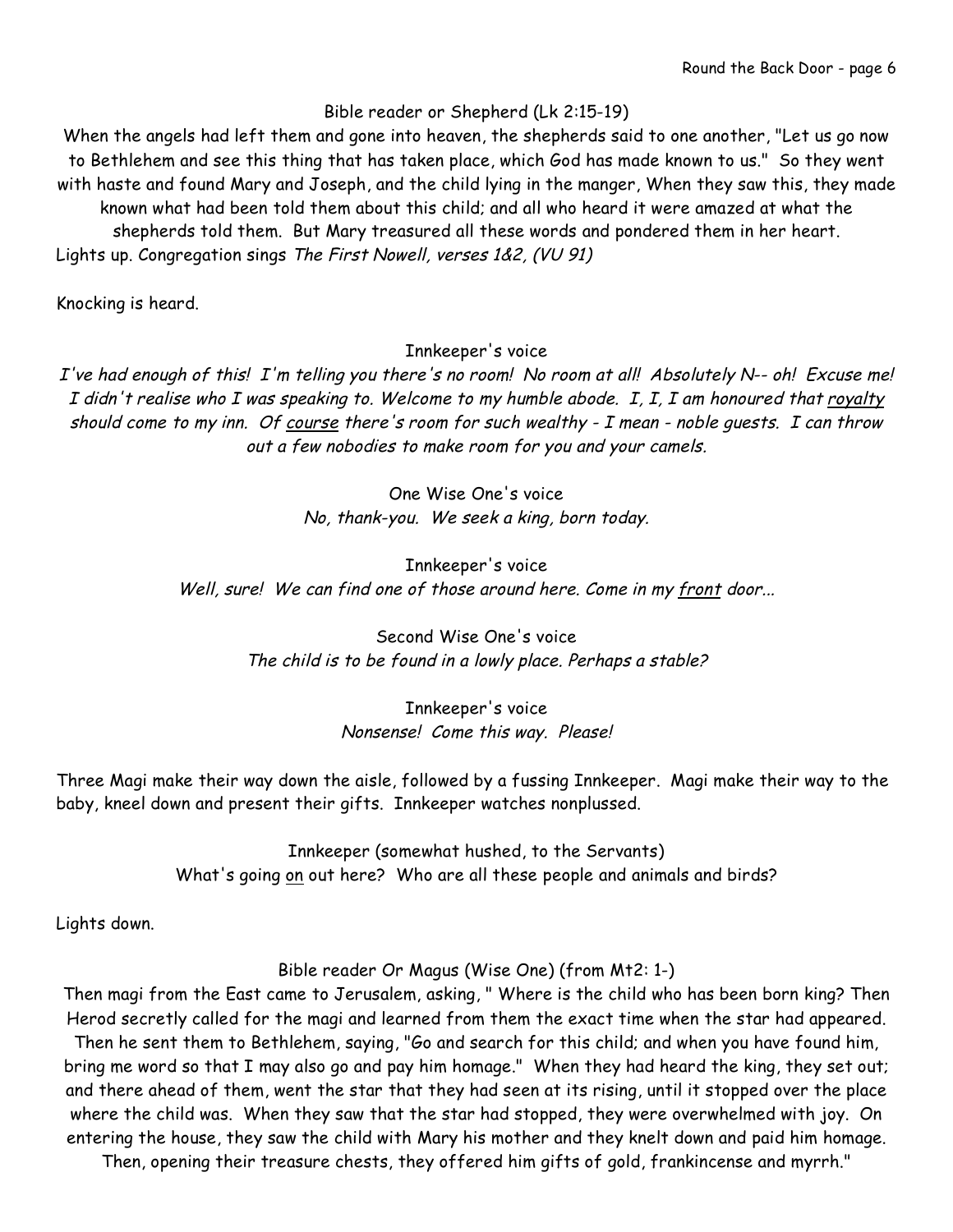Bible reader or Shepherd (Lk 2:15-19)

When the angels had left them and gone into heaven, the shepherds said to one another, "Let us go now to Bethlehem and see this thing that has taken place, which God has made known to us." So they went with haste and found Mary and Joseph, and the child lying in the manger, When they saw this, they made known what had been told them about this child; and all who heard it were amazed at what the shepherds told them. But Mary treasured all these words and pondered them in her heart.

Lights up. Congregation sings *The First Nowell, verses 1&2, (VU 91)*

Knocking is heard.

Innkeeper's voice

*I've had enough of this! I'm telling you there's no room! No room at all! Absolutely N-- oh! Excuse me! I didn't realise who I was speaking to. Welcome to my humble abode. I, I, I am honoured that <u>royalty</u> should come to my inn. Of <u>course</u> there's room for such wealthy - I mean - noble guests. I can throw out a few nobodies to make room for you and your camels.*

One Wise One's voice

*No, thank-you. We seek a king, born today.*

Innkeeper's voice

*Well, sure! We can find one of those around here. Come in my <u>front</u> door...*

Second Wise One's voice

*The child is to be found in a lowly place. Perhaps a stable?*

Innkeeper's voice

*Nonsense! Come this way. Please!*

Three Magi make their way down the aisle, followed by a fussing Innkeeper. Magi make their way to the baby, kneel down and present their gifts. Innkeeper watches nonplussed.

Innkeeper (somewhat hushed, to the Servants)

What's going <u>on</u> out here? Who are all these people and animals and birds?

Lights down.

Bible reader Or Magus (Wise One) (from Mt2: 1-)

Then magi from the East came to Jerusalem, asking, " Where is the child who has been born king? Then Herod secretly called for the magi and learned from them the exact time when the star had appeared. Then he sent them to Bethlehem, saying, "Go and search for this child; and when you have found him, bring me word so that I may also go and pay him homage." When they had heard the king, they set out; and there ahead of them, went the star that they had seen at its rising, until it stopped over the place where the child was. When they saw that the star had stopped, they were overwhelmed with joy. On entering the house, they saw the child with Mary his mother and they knelt down and paid him homage. Then, opening their treasure chests, they offered him gifts of gold, frankincense and myrrh."